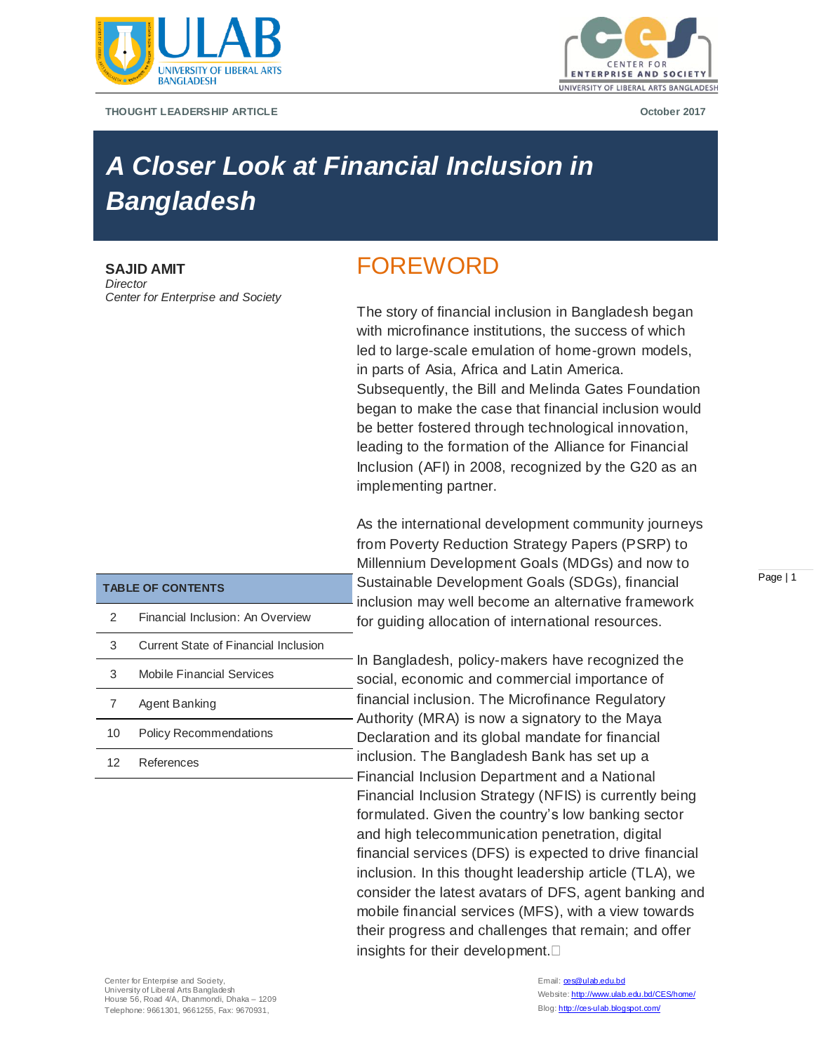THOUGHT LEADERSHIP ARTICLE

October 2017

# A Closer Look at Financial Inclusion in Bangladesh

**SAJID AMIT**
*Director*
*Center for Enterprise and Society*

## FOREWORD

The story of financial inclusion in Bangladesh began with microfinance institutions, the success of which led to large-scale emulation of home-grown models, in parts of Asia, Africa and Latin America. Subsequently, the Bill and Melinda Gates Foundation began to make the case that financial inclusion would be better fostered through technological innovation, leading to the formation of the Alliance for Financial Inclusion (AFI) in 2008, recognized by the G20 as an implementing partner.

As the international development community journeys from Poverty Reduction Strategy Papers (PSRP) to Millennium Development Goals (MDGs) and now to Sustainable Development Goals (SDGs), financial inclusion may well become an alternative framework for guiding allocation of international resources.

In Bangladesh, policy-makers have recognized the social, economic and commercial importance of financial inclusion. The Microfinance Regulatory Authority (MRA) is now a signatory to the Maya Declaration and its global mandate for financial inclusion. The Bangladesh Bank has set up a Financial Inclusion Department and a National Financial Inclusion Strategy (NFIS) is currently being formulated. Given the country's low banking sector and high telecommunication penetration, digital financial services (DFS) is expected to drive financial inclusion. In this thought leadership article (TLA), we consider the latest avatars of DFS, agent banking and mobile financial services (MFS), with a view towards their progress and challenges that remain; and offer insights for their development.

| TABLE OF CONTENTS | |
|---|---|
| 2 | Financial Inclusion: An Overview |
| 3 | Current State of Financial Inclusion |
| 3 | Mobile Financial Services |
| 7 | Agent Banking |
| 10 | Policy Recommendations |
| 12 | References |

Center for Enterprise and Society,
University of Liberal Arts Bangladesh
House 56, Road 4/A, Dhanmondi, Dhaka – 1209
Telephone: 9661301, 9661255, Fax: 9670931,

Email: ces@ulab.edu.bd
Website: http://www.ulab.edu.bd/CES/home/
Blog: http://ces-ulab.blogspot.com/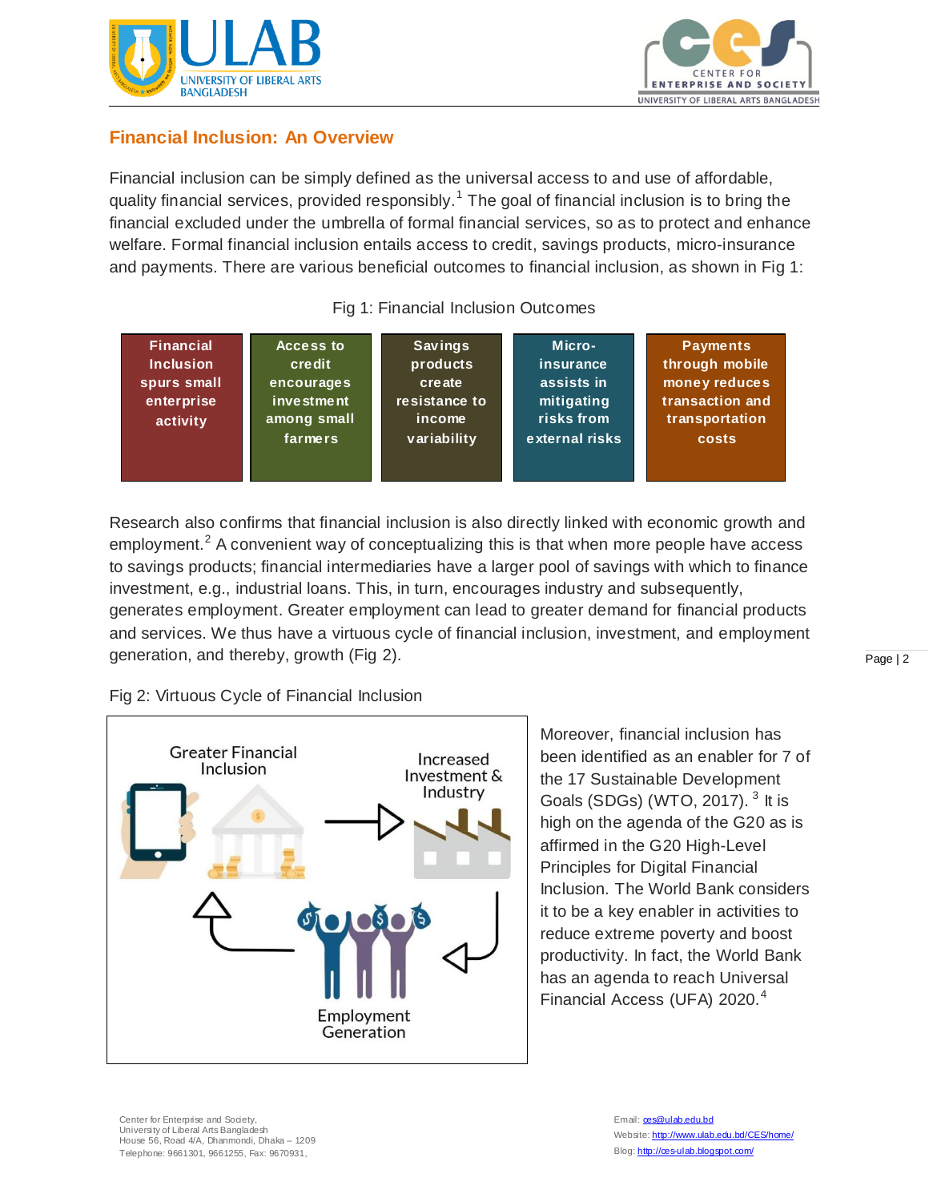## Financial Inclusion: An Overview

Financial inclusion can be simply defined as the universal access to and use of affordable, quality financial services, provided responsibly.[1] The goal of financial inclusion is to bring the financial excluded under the umbrella of formal financial services, so as to protect and enhance welfare. Formal financial inclusion entails access to credit, savings products, micro-insurance and payments. There are various beneficial outcomes to financial inclusion, as shown in Fig 1:

Fig 1: Financial Inclusion Outcomes

| Financial Inclusion spurs small enterprise activity | Access to credit encourages investment among small farmers | Savings products create resistance to income variability | Micro-insurance assists in mitigating risks from external risks | Payments through mobile money reduces transaction and transportation costs |
|---|---|---|---|---|

Research also confirms that financial inclusion is also directly linked with economic growth and employment.[2] A convenient way of conceptualizing this is that when more people have access to savings products; financial intermediaries have a larger pool of savings with which to finance investment, e.g., industrial loans. This, in turn, encourages industry and subsequently, generates employment. Greater employment can lead to greater demand for financial products and services. We thus have a virtuous cycle of financial inclusion, investment, and employment generation, and thereby, growth (Fig 2).

Fig 2: Virtuous Cycle of Financial Inclusion

Greater Financial Inclusion → Increased Investment & Industry → Employment Generation → Greater Financial Inclusion

Moreover, financial inclusion has been identified as an enabler for 7 of the 17 Sustainable Development Goals (SDGs) (WTO, 2017).[3] It is high on the agenda of the G20 as is affirmed in the G20 High-Level Principles for Digital Financial Inclusion. The World Bank considers it to be a key enabler in activities to reduce extreme poverty and boost productivity. In fact, the World Bank has an agenda to reach Universal Financial Access (UFA) 2020.[4]

Center for Enterprise and Society,
University of Liberal Arts Bangladesh
House 56, Road 4/A, Dhanmondi, Dhaka – 1209
Telephone: 9661301, 9661255, Fax: 9670931,

Email: ces@ulab.edu.bd
Website: http://www.ulab.edu.bd/CES/home/
Blog: http://ces-ulab.blogspot.com/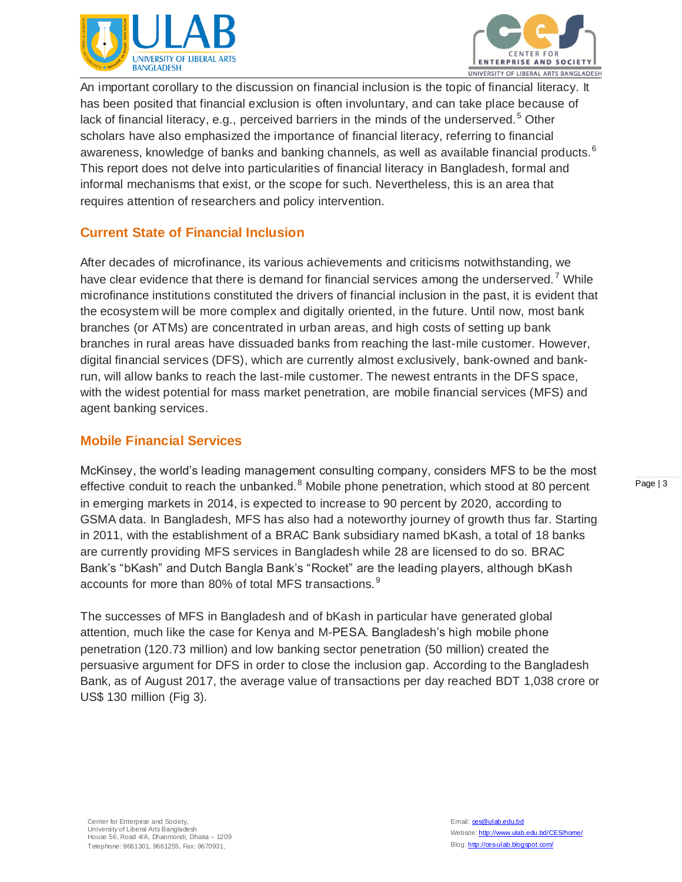An important corollary to the discussion on financial inclusion is the topic of financial literacy. It has been posited that financial exclusion is often involuntary, and can take place because of lack of financial literacy, e.g., perceived barriers in the minds of the underserved.[5] Other scholars have also emphasized the importance of financial literacy, referring to financial awareness, knowledge of banks and banking channels, as well as available financial products.[6] This report does not delve into particularities of financial literacy in Bangladesh, formal and informal mechanisms that exist, or the scope for such. Nevertheless, this is an area that requires attention of researchers and policy intervention.

## Current State of Financial Inclusion

After decades of microfinance, its various achievements and criticisms notwithstanding, we have clear evidence that there is demand for financial services among the underserved.[7] While microfinance institutions constituted the drivers of financial inclusion in the past, it is evident that the ecosystem will be more complex and digitally oriented, in the future. Until now, most bank branches (or ATMs) are concentrated in urban areas, and high costs of setting up bank branches in rural areas have dissuaded banks from reaching the last-mile customer. However, digital financial services (DFS), which are currently almost exclusively, bank-owned and bank-run, will allow banks to reach the last-mile customer. The newest entrants in the DFS space, with the widest potential for mass market penetration, are mobile financial services (MFS) and agent banking services.

## Mobile Financial Services

McKinsey, the world's leading management consulting company, considers MFS to be the most effective conduit to reach the unbanked.[8] Mobile phone penetration, which stood at 80 percent in emerging markets in 2014, is expected to increase to 90 percent by 2020, according to GSMA data. In Bangladesh, MFS has also had a noteworthy journey of growth thus far. Starting in 2011, with the establishment of a BRAC Bank subsidiary named bKash, a total of 18 banks are currently providing MFS services in Bangladesh while 28 are licensed to do so. BRAC Bank's "bKash" and Dutch Bangla Bank's "Rocket" are the leading players, although bKash accounts for more than 80% of total MFS transactions.[9]

The successes of MFS in Bangladesh and of bKash in particular have generated global attention, much like the case for Kenya and M-PESA. Bangladesh's high mobile phone penetration (120.73 million) and low banking sector penetration (50 million) created the persuasive argument for DFS in order to close the inclusion gap. According to the Bangladesh Bank, as of August 2017, the average value of transactions per day reached BDT 1,038 crore or US$ 130 million (Fig 3).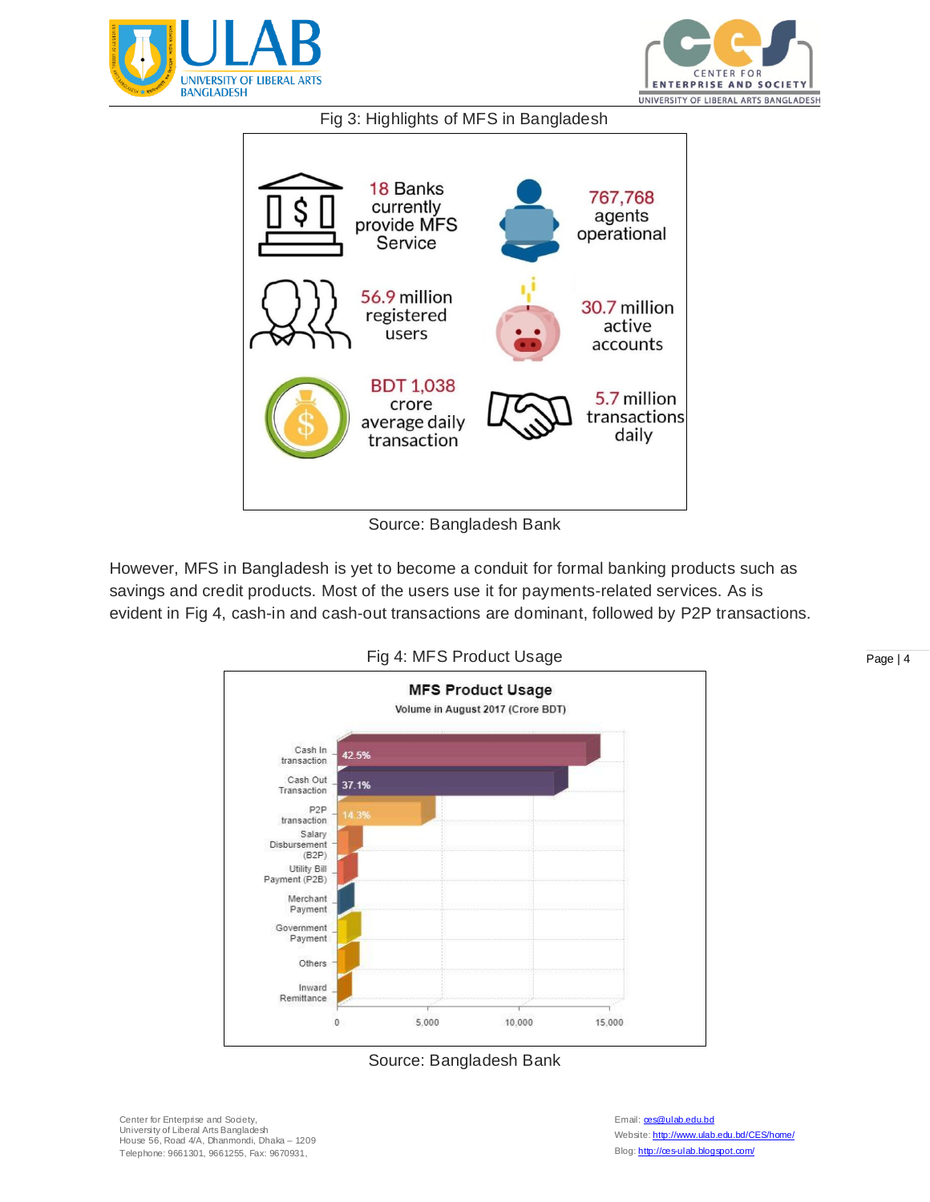Fig 3: Highlights of MFS in Bangladesh

18 Banks currently provide MFS Service

767,768 agents operational

56.9 million registered users

30.7 million active accounts

BDT 1,038 crore average daily transaction

5.7 million transactions daily

Source: Bangladesh Bank

However, MFS in Bangladesh is yet to become a conduit for formal banking products such as savings and credit products. Most of the users use it for payments-related services. As is evident in Fig 4, cash-in and cash-out transactions are dominant, followed by P2P transactions.

Fig 4: MFS Product Usage

**MFS Product Usage**

Volume in August 2017 (Crore BDT)

| Product | Share |
|---|---|
| Cash In transaction | 42.5% |
| Cash Out Transaction | 37.1% |
| P2P transaction | 14.3% |
| Salary Disbursement (B2P) | |
| Utility Bill Payment (P2B) | |
| Merchant Payment | |
| Government Payment | |
| Others | |
| Inward Remittance | |

Source: Bangladesh Bank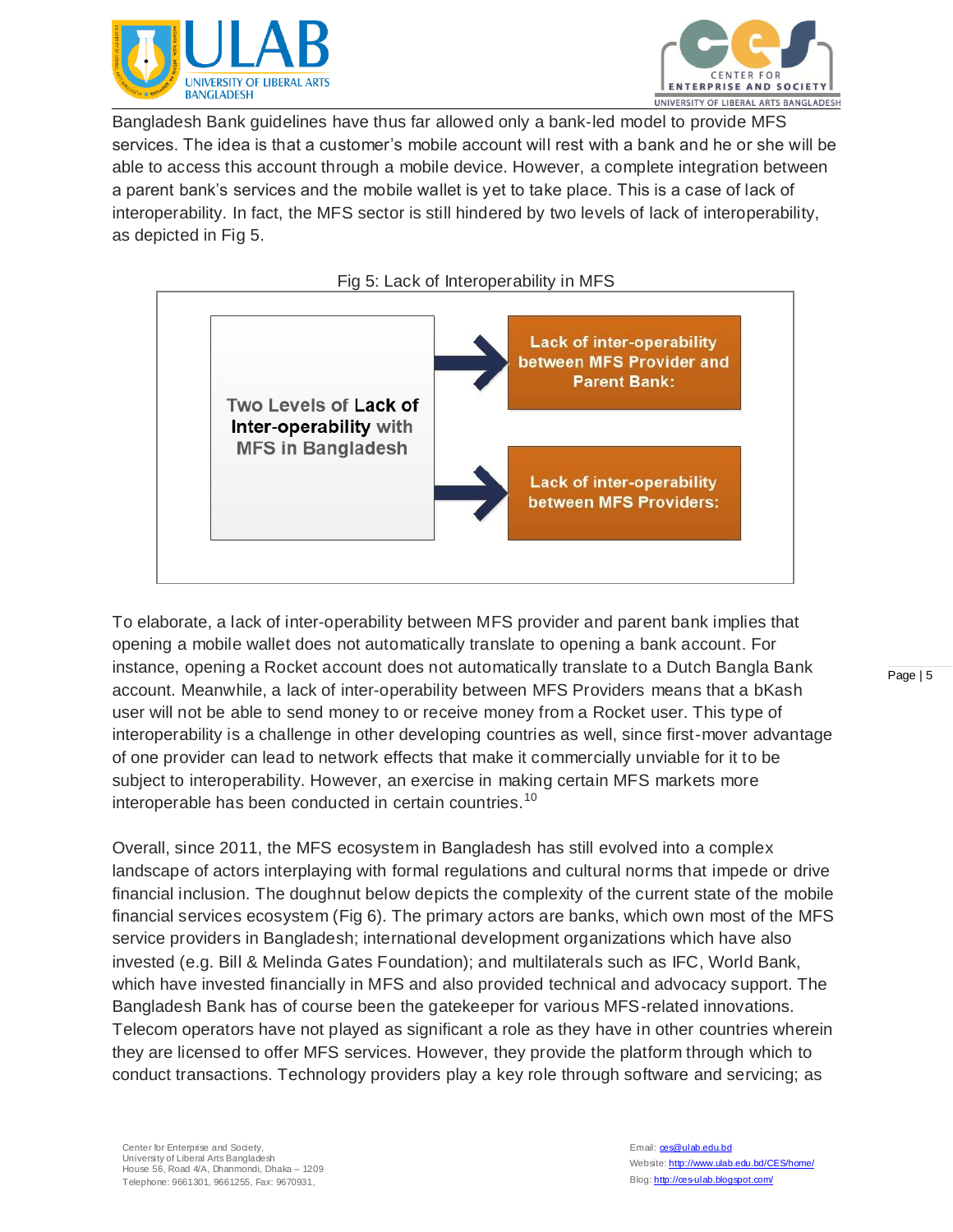Bangladesh Bank guidelines have thus far allowed only a bank-led model to provide MFS services. The idea is that a customer's mobile account will rest with a bank and he or she will be able to access this account through a mobile device. However, a complete integration between a parent bank's services and the mobile wallet is yet to take place. This is a case of lack of interoperability. In fact, the MFS sector is still hindered by two levels of lack of interoperability, as depicted in Fig 5.

Fig 5: Lack of Interoperability in MFS

**Two Levels of Lack of Inter-operability with MFS in Bangladesh**

- **Lack of inter-operability between MFS Provider and Parent Bank:**
- **Lack of inter-operability between MFS Providers:**

To elaborate, a lack of inter-operability between MFS provider and parent bank implies that opening a mobile wallet does not automatically translate to opening a bank account. For instance, opening a Rocket account does not automatically translate to a Dutch Bangla Bank account. Meanwhile, a lack of inter-operability between MFS Providers means that a bKash user will not be able to send money to or receive money from a Rocket user. This type of interoperability is a challenge in other developing countries as well, since first-mover advantage of one provider can lead to network effects that make it commercially unviable for it to be subject to interoperability. However, an exercise in making certain MFS markets more interoperable has been conducted in certain countries.[10]

Overall, since 2011, the MFS ecosystem in Bangladesh has still evolved into a complex landscape of actors interplaying with formal regulations and cultural norms that impede or drive financial inclusion. The doughnut below depicts the complexity of the current state of the mobile financial services ecosystem (Fig 6). The primary actors are banks, which own most of the MFS service providers in Bangladesh; international development organizations which have also invested (e.g. Bill & Melinda Gates Foundation); and multilaterals such as IFC, World Bank, which have invested financially in MFS and also provided technical and advocacy support. The Bangladesh Bank has of course been the gatekeeper for various MFS-related innovations. Telecom operators have not played as significant a role as they have in other countries wherein they are licensed to offer MFS services. However, they provide the platform through which to conduct transactions. Technology providers play a key role through software and servicing; as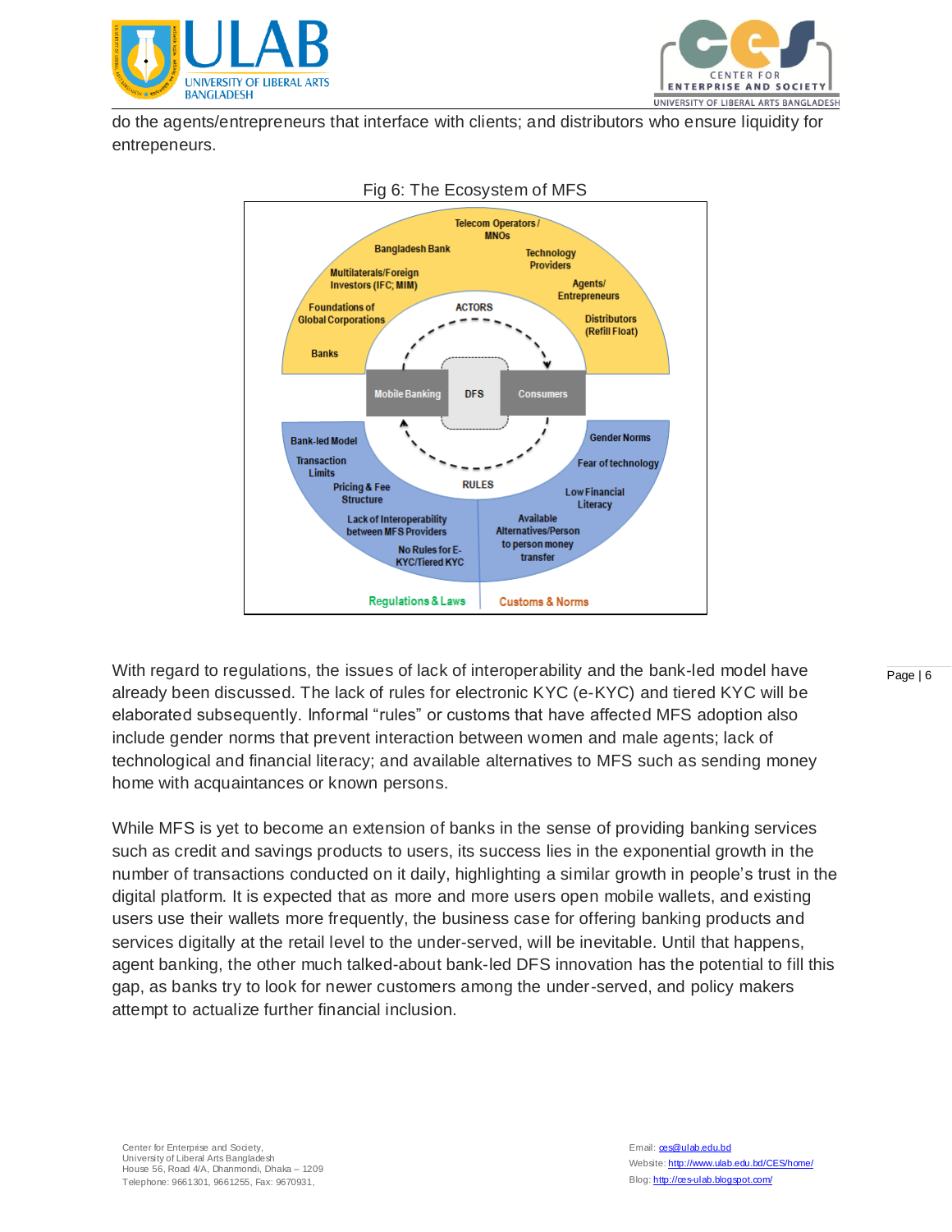do the agents/entrepreneurs that interface with clients; and distributors who ensure liquidity for entrepeneurs.

Fig 6: The Ecosystem of MFS

With regard to regulations, the issues of lack of interoperability and the bank-led model have already been discussed. The lack of rules for electronic KYC (e-KYC) and tiered KYC will be elaborated subsequently. Informal “rules” or customs that have affected MFS adoption also include gender norms that prevent interaction between women and male agents; lack of technological and financial literacy; and available alternatives to MFS such as sending money home with acquaintances or known persons.

While MFS is yet to become an extension of banks in the sense of providing banking services such as credit and savings products to users, its success lies in the exponential growth in the number of transactions conducted on it daily, highlighting a similar growth in people’s trust in the digital platform. It is expected that as more and more users open mobile wallets, and existing users use their wallets more frequently, the business case for offering banking products and services digitally at the retail level to the under-served, will be inevitable. Until that happens, agent banking, the other much talked-about bank-led DFS innovation has the potential to fill this gap, as banks try to look for newer customers among the under-served, and policy makers attempt to actualize further financial inclusion.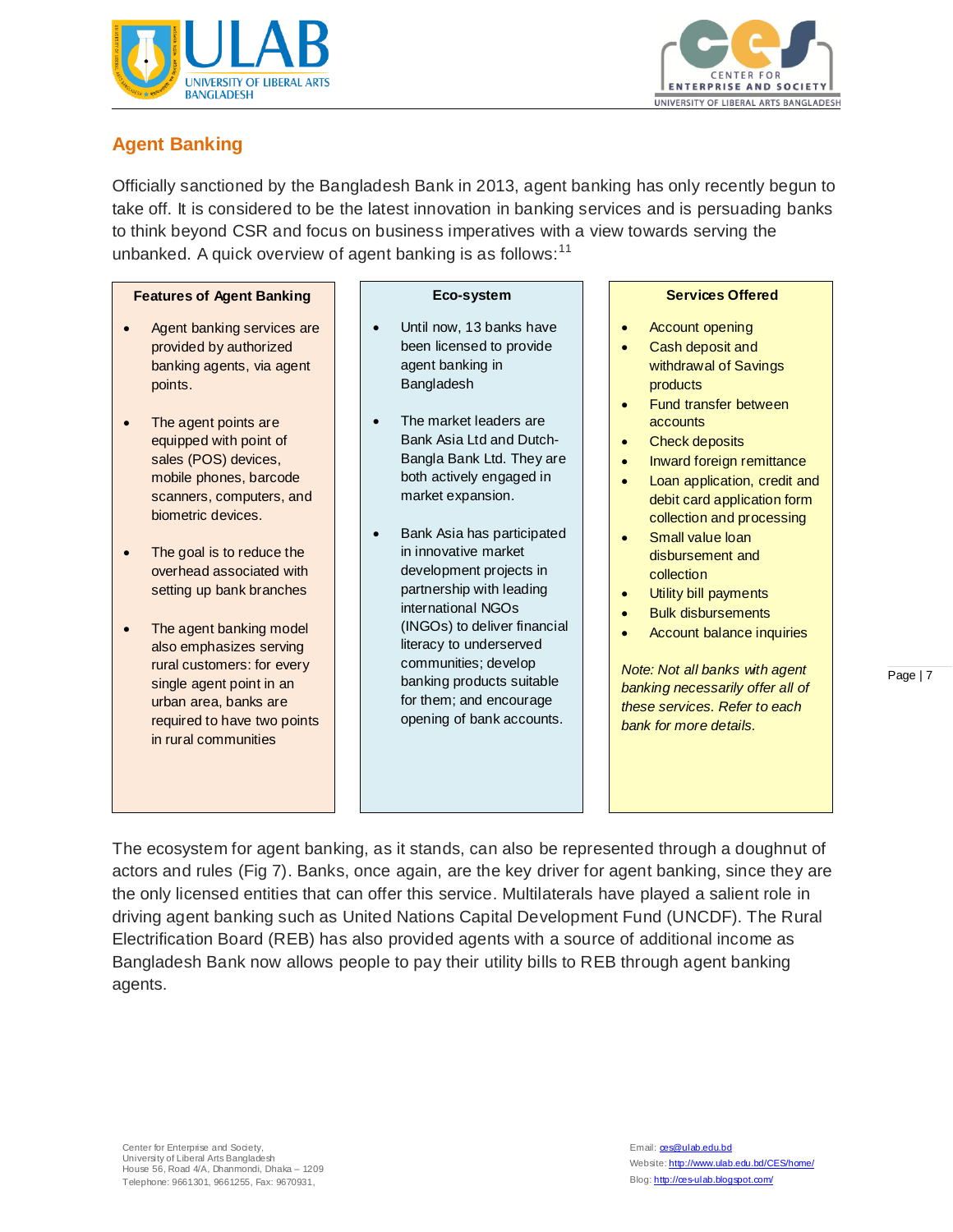## Agent Banking

Officially sanctioned by the Bangladesh Bank in 2013, agent banking has only recently begun to take off. It is considered to be the latest innovation in banking services and is persuading banks to think beyond CSR and focus on business imperatives with a view towards serving the unbanked. A quick overview of agent banking is as follows:[11]

**Features of Agent Banking**

- Agent banking services are provided by authorized banking agents, via agent points.
- The agent points are equipped with point of sales (POS) devices, mobile phones, barcode scanners, computers, and biometric devices.
- The goal is to reduce the overhead associated with setting up bank branches
- The agent banking model also emphasizes serving rural customers: for every single agent point in an urban area, banks are required to have two points in rural communities

**Eco-system**

- Until now, 13 banks have been licensed to provide agent banking in Bangladesh
- The market leaders are Bank Asia Ltd and Dutch-Bangla Bank Ltd. They are both actively engaged in market expansion.
- Bank Asia has participated in innovative market development projects in partnership with leading international NGOs (INGOs) to deliver financial literacy to underserved communities; develop banking products suitable for them; and encourage opening of bank accounts.

**Services Offered**

- Account opening
- Cash deposit and withdrawal of Savings products
- Fund transfer between accounts
- Check deposits
- Inward foreign remittance
- Loan application, credit and debit card application form collection and processing
- Small value loan disbursement and collection
- Utility bill payments
- Bulk disbursements
- Account balance inquiries

*Note: Not all banks with agent banking necessarily offer all of these services. Refer to each bank for more details.*

The ecosystem for agent banking, as it stands, can also be represented through a doughnut of actors and rules (Fig 7). Banks, once again, are the key driver for agent banking, since they are the only licensed entities that can offer this service. Multilaterals have played a salient role in driving agent banking such as United Nations Capital Development Fund (UNCDF). The Rural Electrification Board (REB) has also provided agents with a source of additional income as Bangladesh Bank now allows people to pay their utility bills to REB through agent banking agents.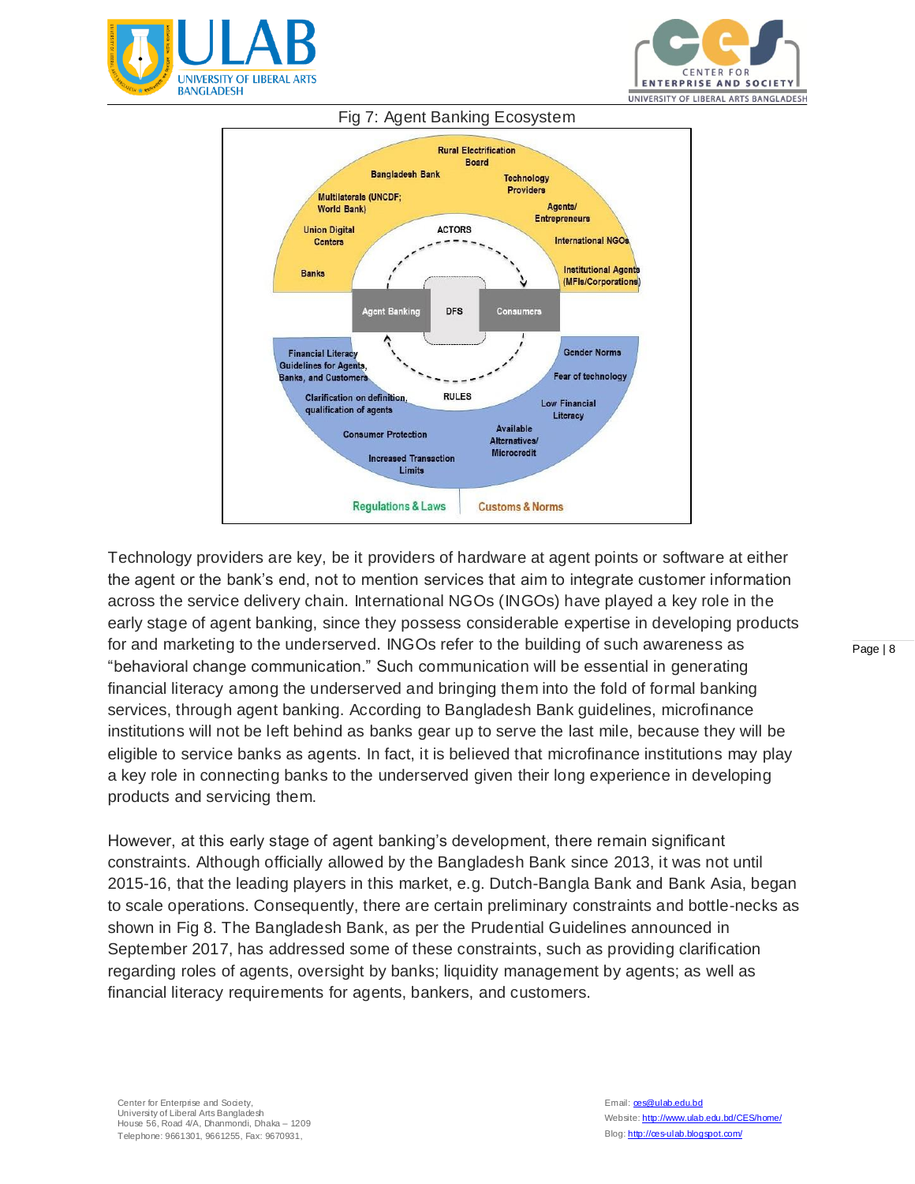Fig 7: Agent Banking Ecosystem

Technology providers are key, be it providers of hardware at agent points or software at either the agent or the bank's end, not to mention services that aim to integrate customer information across the service delivery chain. International NGOs (INGOs) have played a key role in the early stage of agent banking, since they possess considerable expertise in developing products for and marketing to the underserved. INGOs refer to the building of such awareness as "behavioral change communication." Such communication will be essential in generating financial literacy among the underserved and bringing them into the fold of formal banking services, through agent banking. According to Bangladesh Bank guidelines, microfinance institutions will not be left behind as banks gear up to serve the last mile, because they will be eligible to service banks as agents. In fact, it is believed that microfinance institutions may play a key role in connecting banks to the underserved given their long experience in developing products and servicing them.

However, at this early stage of agent banking's development, there remain significant constraints. Although officially allowed by the Bangladesh Bank since 2013, it was not until 2015-16, that the leading players in this market, e.g. Dutch-Bangla Bank and Bank Asia, began to scale operations. Consequently, there are certain preliminary constraints and bottle-necks as shown in Fig 8. The Bangladesh Bank, as per the Prudential Guidelines announced in September 2017, has addressed some of these constraints, such as providing clarification regarding roles of agents, oversight by banks; liquidity management by agents; as well as financial literacy requirements for agents, bankers, and customers.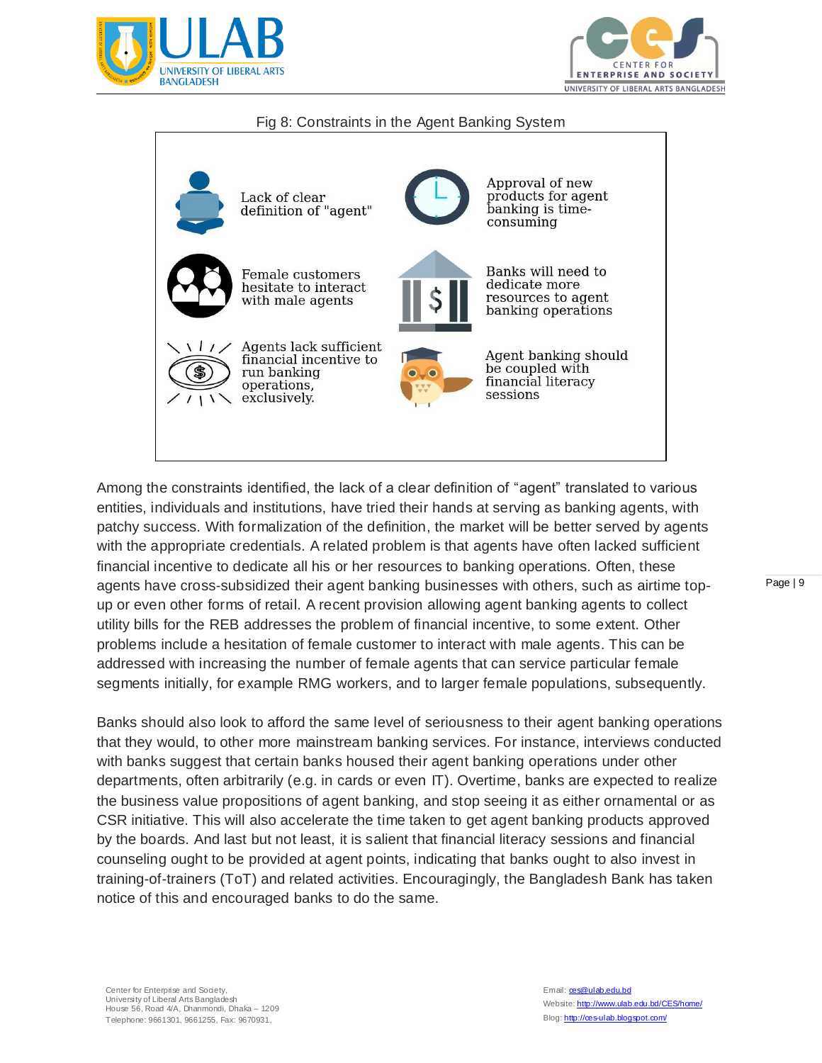Fig 8: Constraints in the Agent Banking System

- Lack of clear definition of "agent"
- Approval of new products for agent banking is time-consuming
- Female customers hesitate to interact with male agents
- Banks will need to dedicate more resources to agent banking operations
- Agents lack sufficient financial incentive to run banking operations, exclusively.
- Agent banking should be coupled with financial literacy sessions

Among the constraints identified, the lack of a clear definition of "agent" translated to various entities, individuals and institutions, have tried their hands at serving as banking agents, with patchy success. With formalization of the definition, the market will be better served by agents with the appropriate credentials. A related problem is that agents have often lacked sufficient financial incentive to dedicate all his or her resources to banking operations. Often, these agents have cross-subsidized their agent banking businesses with others, such as airtime top-up or even other forms of retail. A recent provision allowing agent banking agents to collect utility bills for the REB addresses the problem of financial incentive, to some extent. Other problems include a hesitation of female customer to interact with male agents. This can be addressed with increasing the number of female agents that can service particular female segments initially, for example RMG workers, and to larger female populations, subsequently.

Banks should also look to afford the same level of seriousness to their agent banking operations that they would, to other more mainstream banking services. For instance, interviews conducted with banks suggest that certain banks housed their agent banking operations under other departments, often arbitrarily (e.g. in cards or even IT). Overtime, banks are expected to realize the business value propositions of agent banking, and stop seeing it as either ornamental or as CSR initiative. This will also accelerate the time taken to get agent banking products approved by the boards. And last but not least, it is salient that financial literacy sessions and financial counseling ought to be provided at agent points, indicating that banks ought to also invest in training-of-trainers (ToT) and related activities. Encouragingly, the Bangladesh Bank has taken notice of this and encouraged banks to do the same.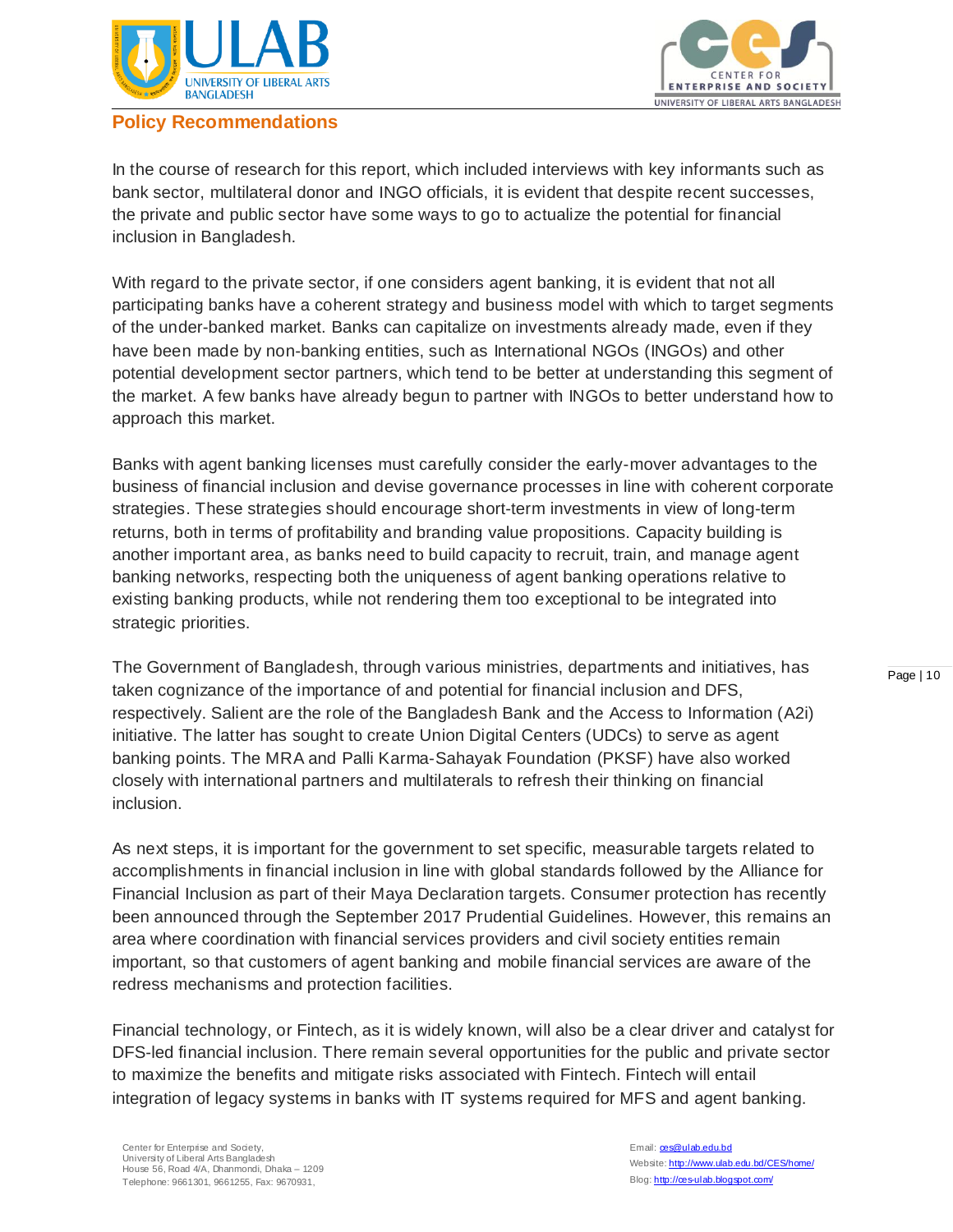## Policy Recommendations

In the course of research for this report, which included interviews with key informants such as bank sector, multilateral donor and INGO officials, it is evident that despite recent successes, the private and public sector have some ways to go to actualize the potential for financial inclusion in Bangladesh.

With regard to the private sector, if one considers agent banking, it is evident that not all participating banks have a coherent strategy and business model with which to target segments of the under-banked market. Banks can capitalize on investments already made, even if they have been made by non-banking entities, such as International NGOs (INGOs) and other potential development sector partners, which tend to be better at understanding this segment of the market. A few banks have already begun to partner with INGOs to better understand how to approach this market.

Banks with agent banking licenses must carefully consider the early-mover advantages to the business of financial inclusion and devise governance processes in line with coherent corporate strategies. These strategies should encourage short-term investments in view of long-term returns, both in terms of profitability and branding value propositions. Capacity building is another important area, as banks need to build capacity to recruit, train, and manage agent banking networks, respecting both the uniqueness of agent banking operations relative to existing banking products, while not rendering them too exceptional to be integrated into strategic priorities.

The Government of Bangladesh, through various ministries, departments and initiatives, has taken cognizance of the importance of and potential for financial inclusion and DFS, respectively. Salient are the role of the Bangladesh Bank and the Access to Information (A2i) initiative. The latter has sought to create Union Digital Centers (UDCs) to serve as agent banking points. The MRA and Palli Karma-Sahayak Foundation (PKSF) have also worked closely with international partners and multilaterals to refresh their thinking on financial inclusion.

As next steps, it is important for the government to set specific, measurable targets related to accomplishments in financial inclusion in line with global standards followed by the Alliance for Financial Inclusion as part of their Maya Declaration targets. Consumer protection has recently been announced through the September 2017 Prudential Guidelines. However, this remains an area where coordination with financial services providers and civil society entities remain important, so that customers of agent banking and mobile financial services are aware of the redress mechanisms and protection facilities.

Financial technology, or Fintech, as it is widely known, will also be a clear driver and catalyst for DFS-led financial inclusion. There remain several opportunities for the public and private sector to maximize the benefits and mitigate risks associated with Fintech. Fintech will entail integration of legacy systems in banks with IT systems required for MFS and agent banking.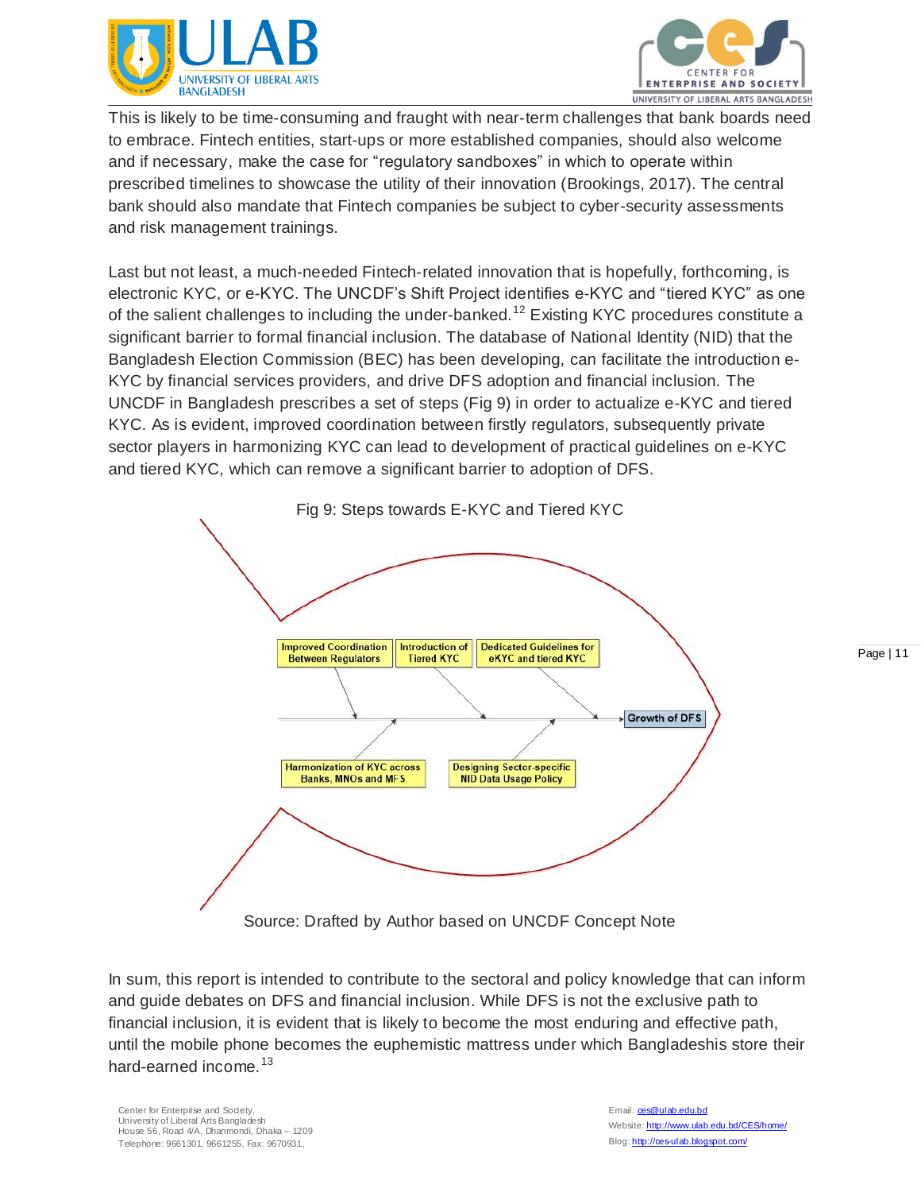This is likely to be time-consuming and fraught with near-term challenges that bank boards need to embrace. Fintech entities, start-ups or more established companies, should also welcome and if necessary, make the case for "regulatory sandboxes" in which to operate within prescribed timelines to showcase the utility of their innovation (Brookings, 2017). The central bank should also mandate that Fintech companies be subject to cyber-security assessments and risk management trainings.

Last but not least, a much-needed Fintech-related innovation that is hopefully, forthcoming, is electronic KYC, or e-KYC. The UNCDF's Shift Project identifies e-KYC and "tiered KYC" as one of the salient challenges to including the under-banked.[12] Existing KYC procedures constitute a significant barrier to formal financial inclusion. The database of National Identity (NID) that the Bangladesh Election Commission (BEC) has been developing, can facilitate the introduction e-KYC by financial services providers, and drive DFS adoption and financial inclusion. The UNCDF in Bangladesh prescribes a set of steps (Fig 9) in order to actualize e-KYC and tiered KYC. As is evident, improved coordination between firstly regulators, subsequently private sector players in harmonizing KYC can lead to development of practical guidelines on e-KYC and tiered KYC, which can remove a significant barrier to adoption of DFS.

Fig 9: Steps towards E-KYC and Tiered KYC

- Improved Coordination Between Regulators
- Introduction of Tiered KYC
- Dedicated Guidelines for eKYC and tiered KYC
- Harmonization of KYC across Banks, MNOs and MFS
- Designing Sector-specific NID Data Usage Policy
- → Growth of DFS

Source: Drafted by Author based on UNCDF Concept Note

In sum, this report is intended to contribute to the sectoral and policy knowledge that can inform and guide debates on DFS and financial inclusion. While DFS is not the exclusive path to financial inclusion, it is evident that is likely to become the most enduring and effective path, until the mobile phone becomes the euphemistic mattress under which Bangladeshis store their hard-earned income.[13]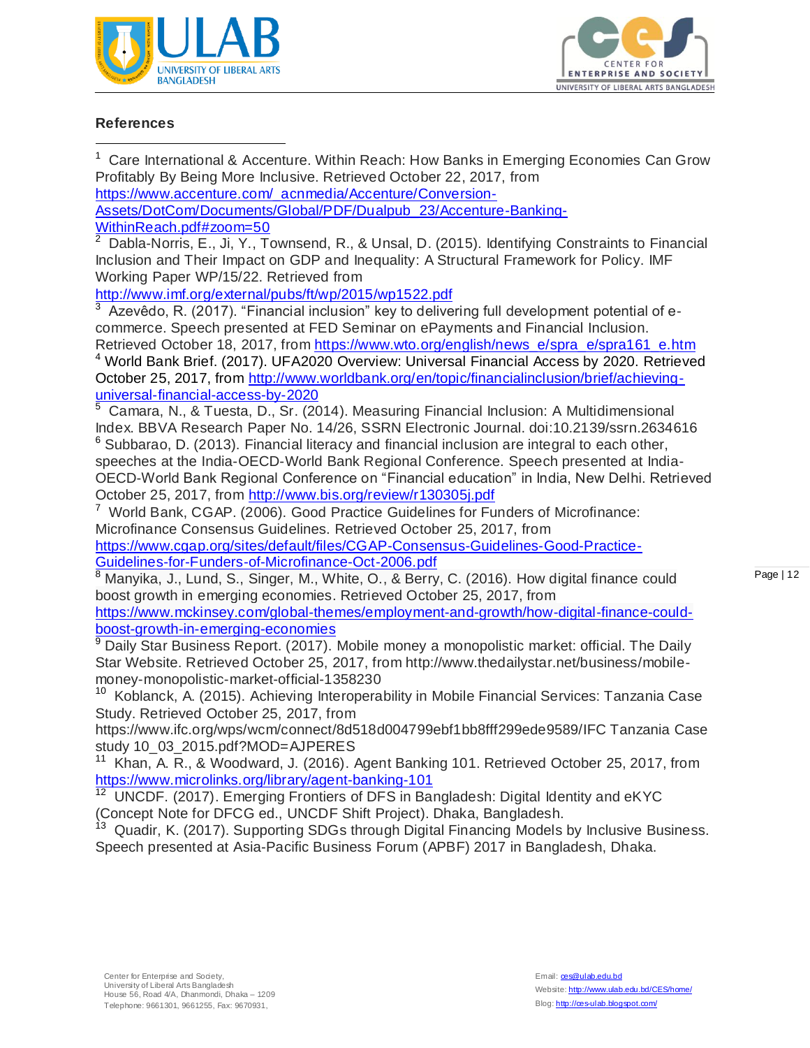## References

[1] Care International & Accenture. Within Reach: How Banks in Emerging Economies Can Grow Profitably By Being More Inclusive. Retrieved October 22, 2017, from https://www.accenture.com/_acnmedia/Accenture/Conversion-Assets/DotCom/Documents/Global/PDF/Dualpub_23/Accenture-Banking-WithinReach.pdf#zoom=50

[2] Dabla-Norris, E., Ji, Y., Townsend, R., & Unsal, D. (2015). Identifying Constraints to Financial Inclusion and Their Impact on GDP and Inequality: A Structural Framework for Policy. IMF Working Paper WP/15/22. Retrieved from http://www.imf.org/external/pubs/ft/wp/2015/wp1522.pdf

[3] Azevêdo, R. (2017). "Financial inclusion" key to delivering full development potential of e-commerce. Speech presented at FED Seminar on ePayments and Financial Inclusion. Retrieved October 18, 2017, from https://www.wto.org/english/news_e/spra_e/spra161_e.htm

[4] World Bank Brief. (2017). UFA2020 Overview: Universal Financial Access by 2020. Retrieved October 25, 2017, from http://www.worldbank.org/en/topic/financialinclusion/brief/achieving-universal-financial-access-by-2020

[5] Camara, N., & Tuesta, D., Sr. (2014). Measuring Financial Inclusion: A Multidimensional Index. BBVA Research Paper No. 14/26, SSRN Electronic Journal. doi:10.2139/ssrn.2634616

[6] Subbarao, D. (2013). Financial literacy and financial inclusion are integral to each other, speeches at the India-OECD-World Bank Regional Conference. Speech presented at India-OECD-World Bank Regional Conference on "Financial education" in India, New Delhi. Retrieved October 25, 2017, from http://www.bis.org/review/r130305j.pdf

[7] World Bank, CGAP. (2006). Good Practice Guidelines for Funders of Microfinance: Microfinance Consensus Guidelines. Retrieved October 25, 2017, from https://www.cgap.org/sites/default/files/CGAP-Consensus-Guidelines-Good-Practice-Guidelines-for-Funders-of-Microfinance-Oct-2006.pdf

[8] Manyika, J., Lund, S., Singer, M., White, O., & Berry, C. (2016). How digital finance could boost growth in emerging economies. Retrieved October 25, 2017, from https://www.mckinsey.com/global-themes/employment-and-growth/how-digital-finance-could-boost-growth-in-emerging-economies

[9] Daily Star Business Report. (2017). Mobile money a monopolistic market: official. The Daily Star Website. Retrieved October 25, 2017, from http://www.thedailystar.net/business/mobile-money-monopolistic-market-official-1358230

[10] Koblanck, A. (2015). Achieving Interoperability in Mobile Financial Services: Tanzania Case Study. Retrieved October 25, 2017, from https://www.ifc.org/wps/wcm/connect/8d518d004799ebf1bb8fff299ede9589/IFC Tanzania Case study 10_03_2015.pdf?MOD=AJPERES

[11] Khan, A. R., & Woodward, J. (2016). Agent Banking 101. Retrieved October 25, 2017, from https://www.microlinks.org/library/agent-banking-101

[12] UNCDF. (2017). Emerging Frontiers of DFS in Bangladesh: Digital Identity and eKYC (Concept Note for DFCG ed., UNCDF Shift Project). Dhaka, Bangladesh.

[13] Quadir, K. (2017). Supporting SDGs through Digital Financing Models by Inclusive Business. Speech presented at Asia-Pacific Business Forum (APBF) 2017 in Bangladesh, Dhaka.